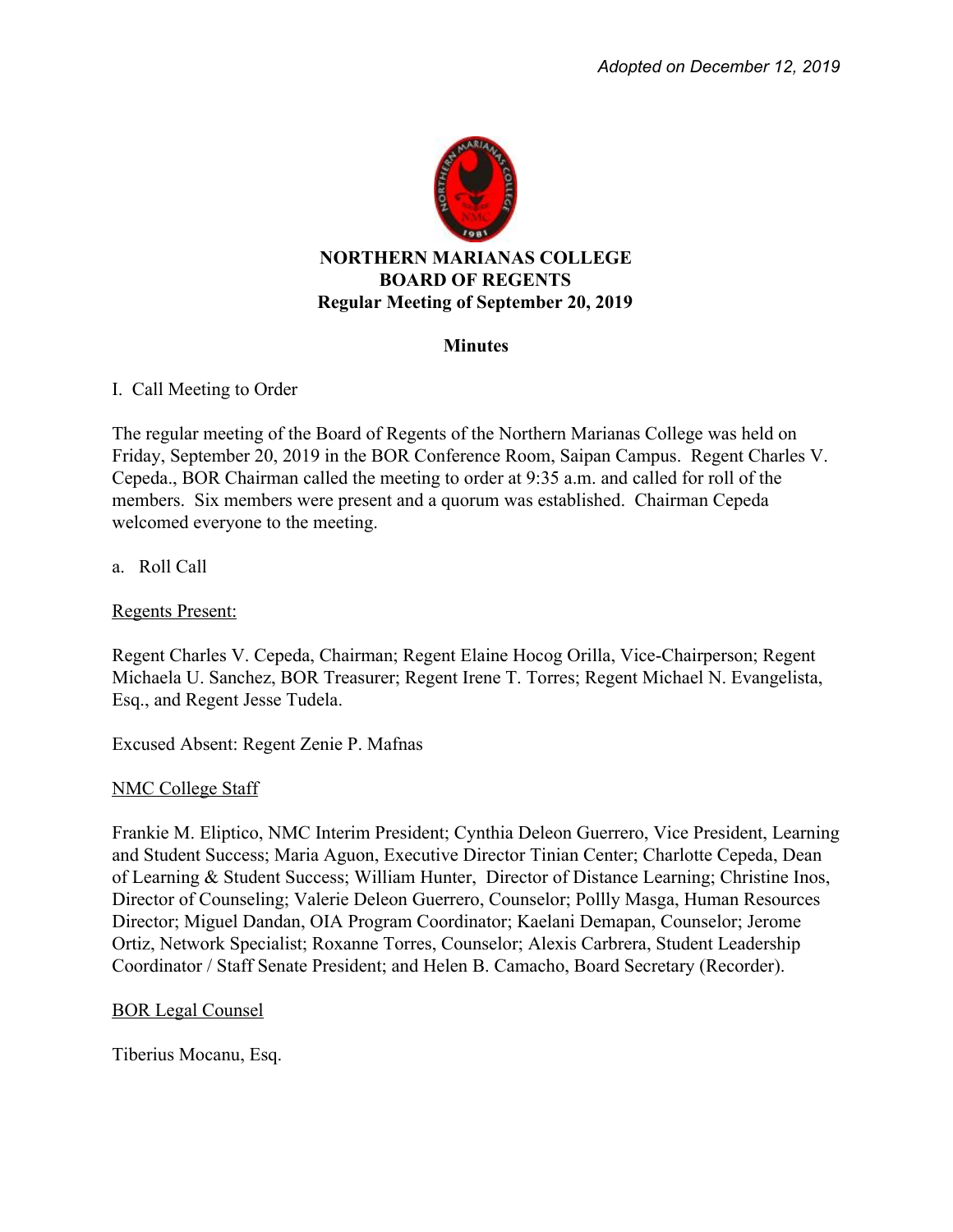*Adopted on December 12, 2019*

**NORTHERN MARIANAS COLLEGE**
**BOARD OF REGENTS**
**Regular Meeting of September 20, 2019**

**Minutes**

I. Call Meeting to Order

The regular meeting of the Board of Regents of the Northern Marianas College was held on Friday, September 20, 2019 in the BOR Conference Room, Saipan Campus. Regent Charles V. Cepeda., BOR Chairman called the meeting to order at 9:35 a.m. and called for roll of the members. Six members were present and a quorum was established. Chairman Cepeda welcomed everyone to the meeting.

a. Roll Call

Regents Present:

Regent Charles V. Cepeda, Chairman; Regent Elaine Hocog Orilla, Vice-Chairperson; Regent Michaela U. Sanchez, BOR Treasurer; Regent Irene T. Torres; Regent Michael N. Evangelista, Esq., and Regent Jesse Tudela.

Excused Absent: Regent Zenie P. Mafnas

NMC College Staff

Frankie M. Eliptico, NMC Interim President; Cynthia Deleon Guerrero, Vice President, Learning and Student Success; Maria Aguon, Executive Director Tinian Center; Charlotte Cepeda, Dean of Learning & Student Success; William Hunter, Director of Distance Learning; Christine Inos, Director of Counseling; Valerie Deleon Guerrero, Counselor; Pollly Masga, Human Resources Director; Miguel Dandan, OIA Program Coordinator; Kaelani Demapan, Counselor; Jerome Ortiz, Network Specialist; Roxanne Torres, Counselor; Alexis Carbrera, Student Leadership Coordinator / Staff Senate President; and Helen B. Camacho, Board Secretary (Recorder).

BOR Legal Counsel

Tiberius Mocanu, Esq.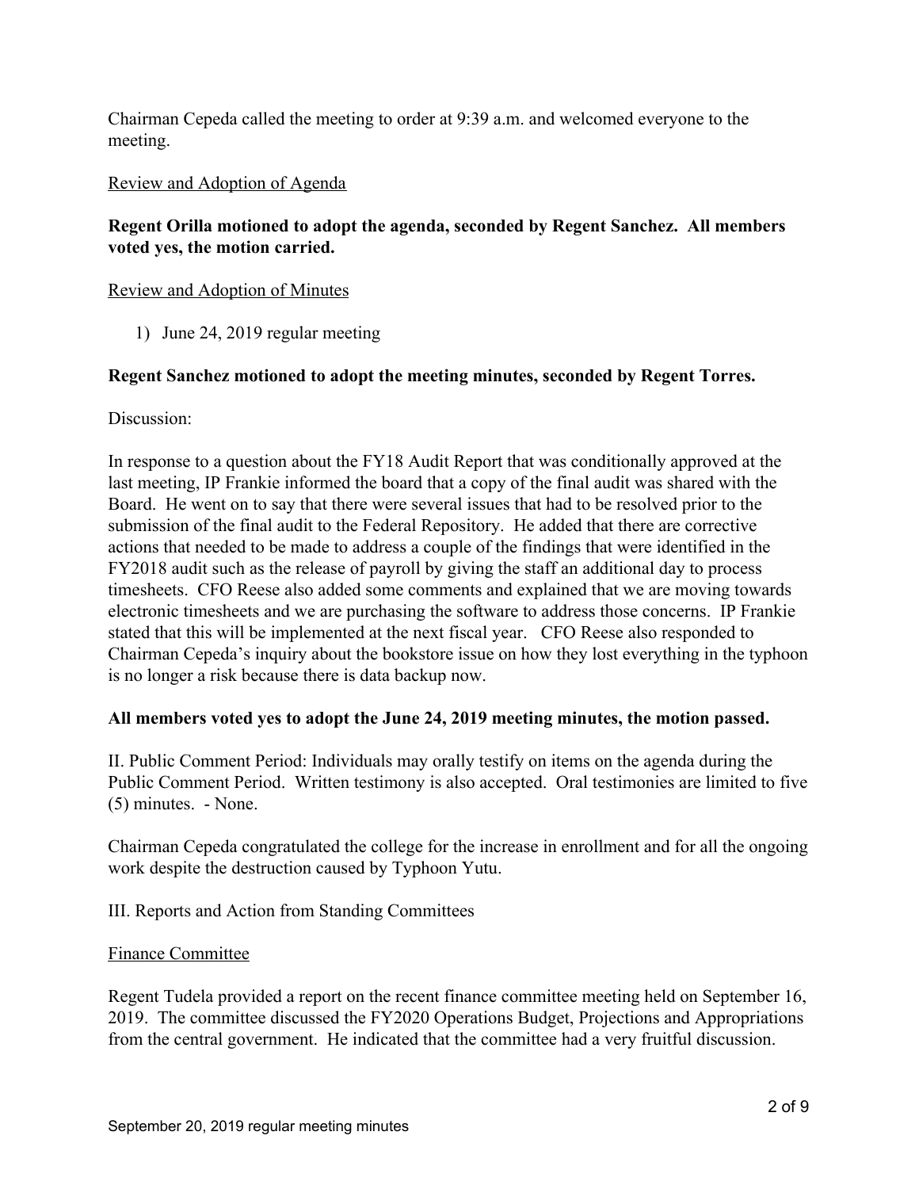Chairman Cepeda called the meeting to order at 9:39 a.m. and welcomed everyone to the meeting.

Review and Adoption of Agenda

**Regent Orilla motioned to adopt the agenda, seconded by Regent Sanchez. All members voted yes, the motion carried.**

Review and Adoption of Minutes

1) June 24, 2019 regular meeting

**Regent Sanchez motioned to adopt the meeting minutes, seconded by Regent Torres.**

Discussion:

In response to a question about the FY18 Audit Report that was conditionally approved at the last meeting, IP Frankie informed the board that a copy of the final audit was shared with the Board. He went on to say that there were several issues that had to be resolved prior to the submission of the final audit to the Federal Repository. He added that there are corrective actions that needed to be made to address a couple of the findings that were identified in the FY2018 audit such as the release of payroll by giving the staff an additional day to process timesheets. CFO Reese also added some comments and explained that we are moving towards electronic timesheets and we are purchasing the software to address those concerns. IP Frankie stated that this will be implemented at the next fiscal year. CFO Reese also responded to Chairman Cepeda's inquiry about the bookstore issue on how they lost everything in the typhoon is no longer a risk because there is data backup now.

**All members voted yes to adopt the June 24, 2019 meeting minutes, the motion passed.**

II. Public Comment Period: Individuals may orally testify on items on the agenda during the Public Comment Period. Written testimony is also accepted. Oral testimonies are limited to five (5) minutes. - None.

Chairman Cepeda congratulated the college for the increase in enrollment and for all the ongoing work despite the destruction caused by Typhoon Yutu.

III. Reports and Action from Standing Committees

Finance Committee

Regent Tudela provided a report on the recent finance committee meeting held on September 16, 2019. The committee discussed the FY2020 Operations Budget, Projections and Appropriations from the central government. He indicated that the committee had a very fruitful discussion.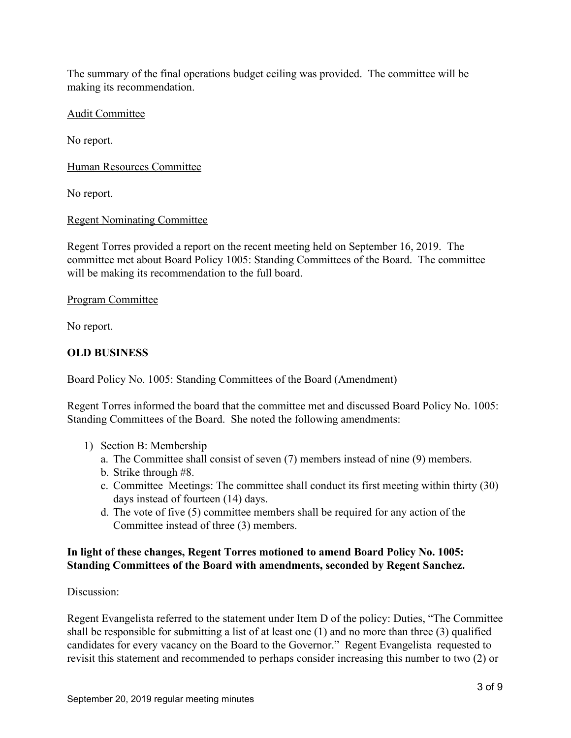The summary of the final operations budget ceiling was provided. The committee will be making its recommendation.

Audit Committee

No report.

Human Resources Committee

No report.

Regent Nominating Committee

Regent Torres provided a report on the recent meeting held on September 16, 2019. The committee met about Board Policy 1005: Standing Committees of the Board. The committee will be making its recommendation to the full board.

Program Committee

No report.

**OLD BUSINESS**

Board Policy No. 1005: Standing Committees of the Board (Amendment)

Regent Torres informed the board that the committee met and discussed Board Policy No. 1005: Standing Committees of the Board. She noted the following amendments:

1) Section B: Membership
   a. The Committee shall consist of seven (7) members instead of nine (9) members.
   b. Strike through #8.
   c. Committee Meetings: The committee shall conduct its first meeting within thirty (30) days instead of fourteen (14) days.
   d. The vote of five (5) committee members shall be required for any action of the Committee instead of three (3) members.

**In light of these changes, Regent Torres motioned to amend Board Policy No. 1005: Standing Committees of the Board with amendments, seconded by Regent Sanchez.**

Discussion:

Regent Evangelista referred to the statement under Item D of the policy: Duties, "The Committee shall be responsible for submitting a list of at least one (1) and no more than three (3) qualified candidates for every vacancy on the Board to the Governor." Regent Evangelista requested to revisit this statement and recommended to perhaps consider increasing this number to two (2) or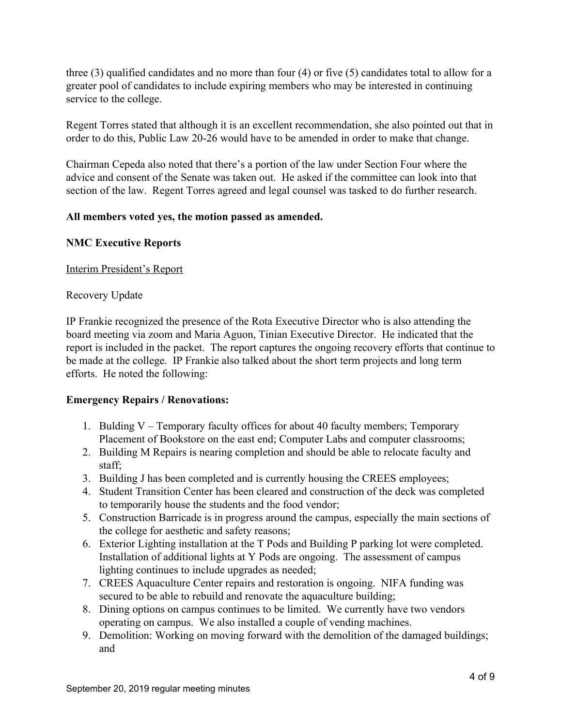three (3) qualified candidates and no more than four (4) or five (5) candidates total to allow for a greater pool of candidates to include expiring members who may be interested in continuing service to the college.

Regent Torres stated that although it is an excellent recommendation, she also pointed out that in order to do this, Public Law 20-26 would have to be amended in order to make that change.

Chairman Cepeda also noted that there's a portion of the law under Section Four where the advice and consent of the Senate was taken out. He asked if the committee can look into that section of the law. Regent Torres agreed and legal counsel was tasked to do further research.

**All members voted yes, the motion passed as amended.**

**NMC Executive Reports**

Interim President's Report

Recovery Update

IP Frankie recognized the presence of the Rota Executive Director who is also attending the board meeting via zoom and Maria Aguon, Tinian Executive Director. He indicated that the report is included in the packet. The report captures the ongoing recovery efforts that continue to be made at the college. IP Frankie also talked about the short term projects and long term efforts. He noted the following:

**Emergency Repairs / Renovations:**

1. Bulding V – Temporary faculty offices for about 40 faculty members; Temporary Placement of Bookstore on the east end; Computer Labs and computer classrooms;
2. Building M Repairs is nearing completion and should be able to relocate faculty and staff;
3. Building J has been completed and is currently housing the CREES employees;
4. Student Transition Center has been cleared and construction of the deck was completed to temporarily house the students and the food vendor;
5. Construction Barricade is in progress around the campus, especially the main sections of the college for aesthetic and safety reasons;
6. Exterior Lighting installation at the T Pods and Building P parking lot were completed. Installation of additional lights at Y Pods are ongoing. The assessment of campus lighting continues to include upgrades as needed;
7. CREES Aquaculture Center repairs and restoration is ongoing. NIFA funding was secured to be able to rebuild and renovate the aquaculture building;
8. Dining options on campus continues to be limited. We currently have two vendors operating on campus. We also installed a couple of vending machines.
9. Demolition: Working on moving forward with the demolition of the damaged buildings; and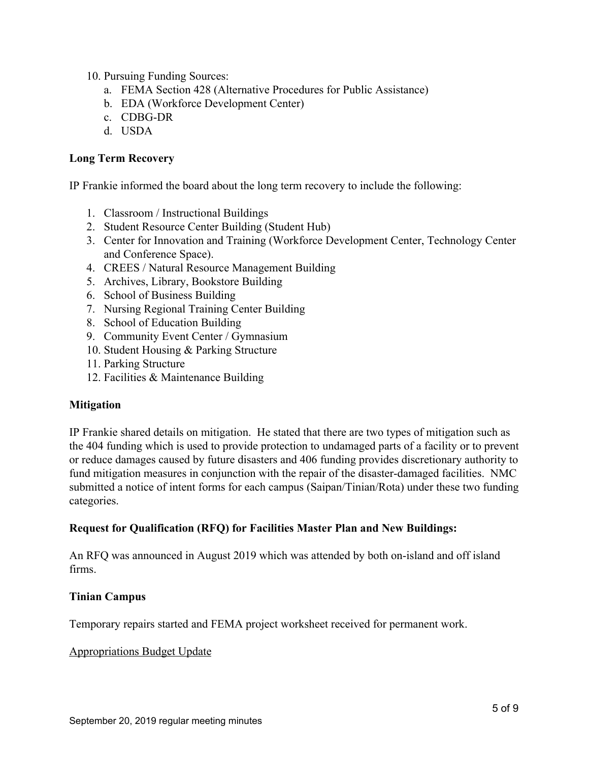10. Pursuing Funding Sources:
    a. FEMA Section 428 (Alternative Procedures for Public Assistance)
    b. EDA (Workforce Development Center)
    c. CDBG-DR
    d. USDA

**Long Term Recovery**

IP Frankie informed the board about the long term recovery to include the following:

1. Classroom / Instructional Buildings
2. Student Resource Center Building (Student Hub)
3. Center for Innovation and Training (Workforce Development Center, Technology Center and Conference Space).
4. CREES / Natural Resource Management Building
5. Archives, Library, Bookstore Building
6. School of Business Building
7. Nursing Regional Training Center Building
8. School of Education Building
9. Community Event Center / Gymnasium
10. Student Housing & Parking Structure
11. Parking Structure
12. Facilities & Maintenance Building

**Mitigation**

IP Frankie shared details on mitigation. He stated that there are two types of mitigation such as the 404 funding which is used to provide protection to undamaged parts of a facility or to prevent or reduce damages caused by future disasters and 406 funding provides discretionary authority to fund mitigation measures in conjunction with the repair of the disaster-damaged facilities. NMC submitted a notice of intent forms for each campus (Saipan/Tinian/Rota) under these two funding categories.

**Request for Qualification (RFQ) for Facilities Master Plan and New Buildings:**

An RFQ was announced in August 2019 which was attended by both on-island and off island firms.

**Tinian Campus**

Temporary repairs started and FEMA project worksheet received for permanent work.

<u>Appropriations Budget Update</u>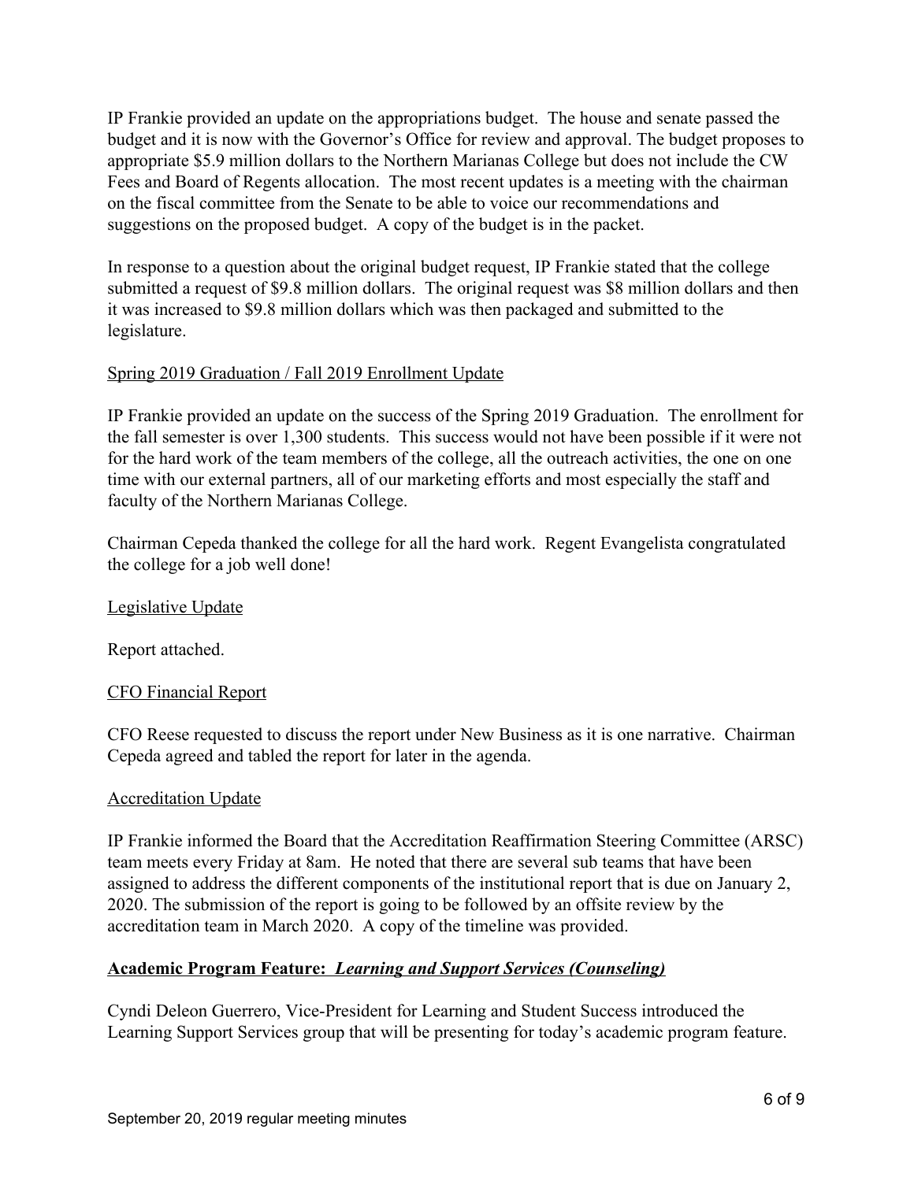IP Frankie provided an update on the appropriations budget. The house and senate passed the budget and it is now with the Governor's Office for review and approval. The budget proposes to appropriate $5.9 million dollars to the Northern Marianas College but does not include the CW Fees and Board of Regents allocation. The most recent updates is a meeting with the chairman on the fiscal committee from the Senate to be able to voice our recommendations and suggestions on the proposed budget. A copy of the budget is in the packet.

In response to a question about the original budget request, IP Frankie stated that the college submitted a request of $9.8 million dollars. The original request was $8 million dollars and then it was increased to $9.8 million dollars which was then packaged and submitted to the legislature.

<u>Spring 2019 Graduation / Fall 2019 Enrollment Update</u>

IP Frankie provided an update on the success of the Spring 2019 Graduation. The enrollment for the fall semester is over 1,300 students. This success would not have been possible if it were not for the hard work of the team members of the college, all the outreach activities, the one on one time with our external partners, all of our marketing efforts and most especially the staff and faculty of the Northern Marianas College.

Chairman Cepeda thanked the college for all the hard work. Regent Evangelista congratulated the college for a job well done!

<u>Legislative Update</u>

Report attached.

<u>CFO Financial Report</u>

CFO Reese requested to discuss the report under New Business as it is one narrative. Chairman Cepeda agreed and tabled the report for later in the agenda.

<u>Accreditation Update</u>

IP Frankie informed the Board that the Accreditation Reaffirmation Steering Committee (ARSC) team meets every Friday at 8am. He noted that there are several sub teams that have been assigned to address the different components of the institutional report that is due on January 2, 2020. The submission of the report is going to be followed by an offsite review by the accreditation team in March 2020. A copy of the timeline was provided.

**<u>Academic Program Feature: *Learning and Support Services (Counseling)*</u>**

Cyndi Deleon Guerrero, Vice-President for Learning and Student Success introduced the Learning Support Services group that will be presenting for today's academic program feature.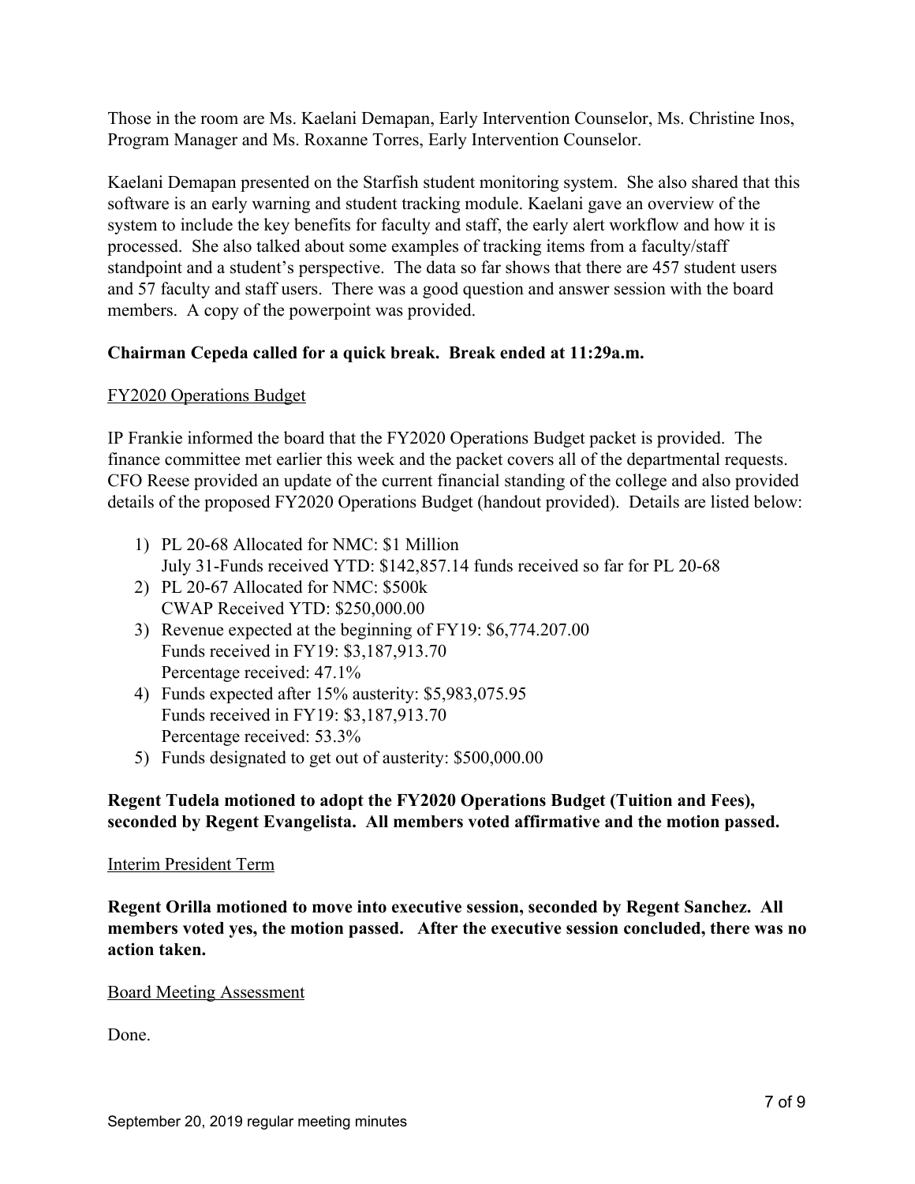Those in the room are Ms. Kaelani Demapan, Early Intervention Counselor, Ms. Christine Inos, Program Manager and Ms. Roxanne Torres, Early Intervention Counselor.

Kaelani Demapan presented on the Starfish student monitoring system. She also shared that this software is an early warning and student tracking module. Kaelani gave an overview of the system to include the key benefits for faculty and staff, the early alert workflow and how it is processed. She also talked about some examples of tracking items from a faculty/staff standpoint and a student's perspective. The data so far shows that there are 457 student users and 57 faculty and staff users. There was a good question and answer session with the board members. A copy of the powerpoint was provided.

**Chairman Cepeda called for a quick break. Break ended at 11:29a.m.**

<u>FY2020 Operations Budget</u>

IP Frankie informed the board that the FY2020 Operations Budget packet is provided. The finance committee met earlier this week and the packet covers all of the departmental requests. CFO Reese provided an update of the current financial standing of the college and also provided details of the proposed FY2020 Operations Budget (handout provided). Details are listed below:

1) PL 20-68 Allocated for NMC: $1 Million
   July 31-Funds received YTD: $142,857.14 funds received so far for PL 20-68
2) PL 20-67 Allocated for NMC: $500k
   CWAP Received YTD: $250,000.00
3) Revenue expected at the beginning of FY19: $6,774.207.00
   Funds received in FY19: $3,187,913.70
   Percentage received: 47.1%
4) Funds expected after 15% austerity: $5,983,075.95
   Funds received in FY19: $3,187,913.70
   Percentage received: 53.3%
5) Funds designated to get out of austerity: $500,000.00

**Regent Tudela motioned to adopt the FY2020 Operations Budget (Tuition and Fees), seconded by Regent Evangelista. All members voted affirmative and the motion passed.**

<u>Interim President Term</u>

**Regent Orilla motioned to move into executive session, seconded by Regent Sanchez. All members voted yes, the motion passed. After the executive session concluded, there was no action taken.**

<u>Board Meeting Assessment</u>

Done.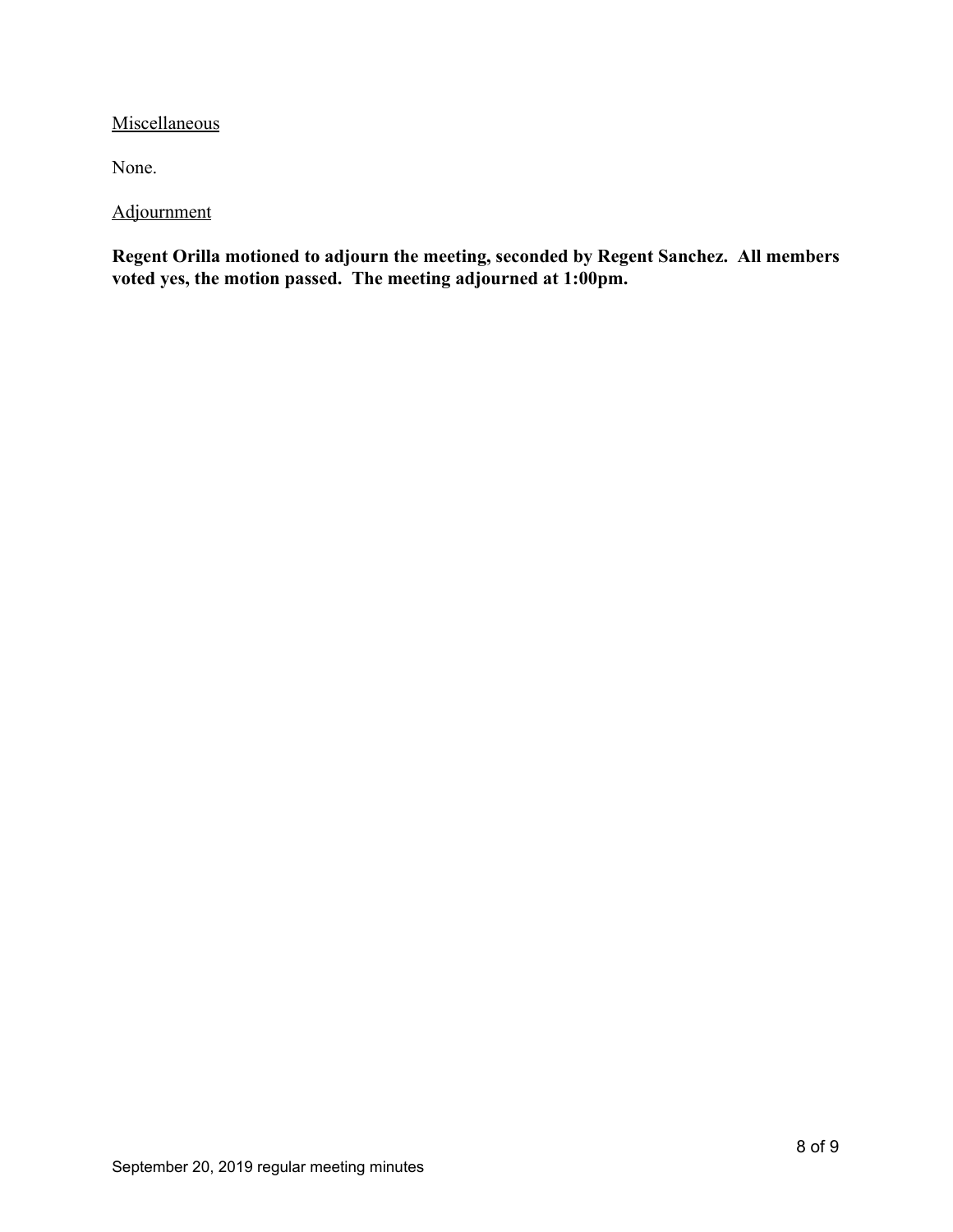<u>Miscellaneous</u>

None.

<u>Adjournment</u>

**Regent Orilla motioned to adjourn the meeting, seconded by Regent Sanchez. All members voted yes, the motion passed. The meeting adjourned at 1:00pm.**